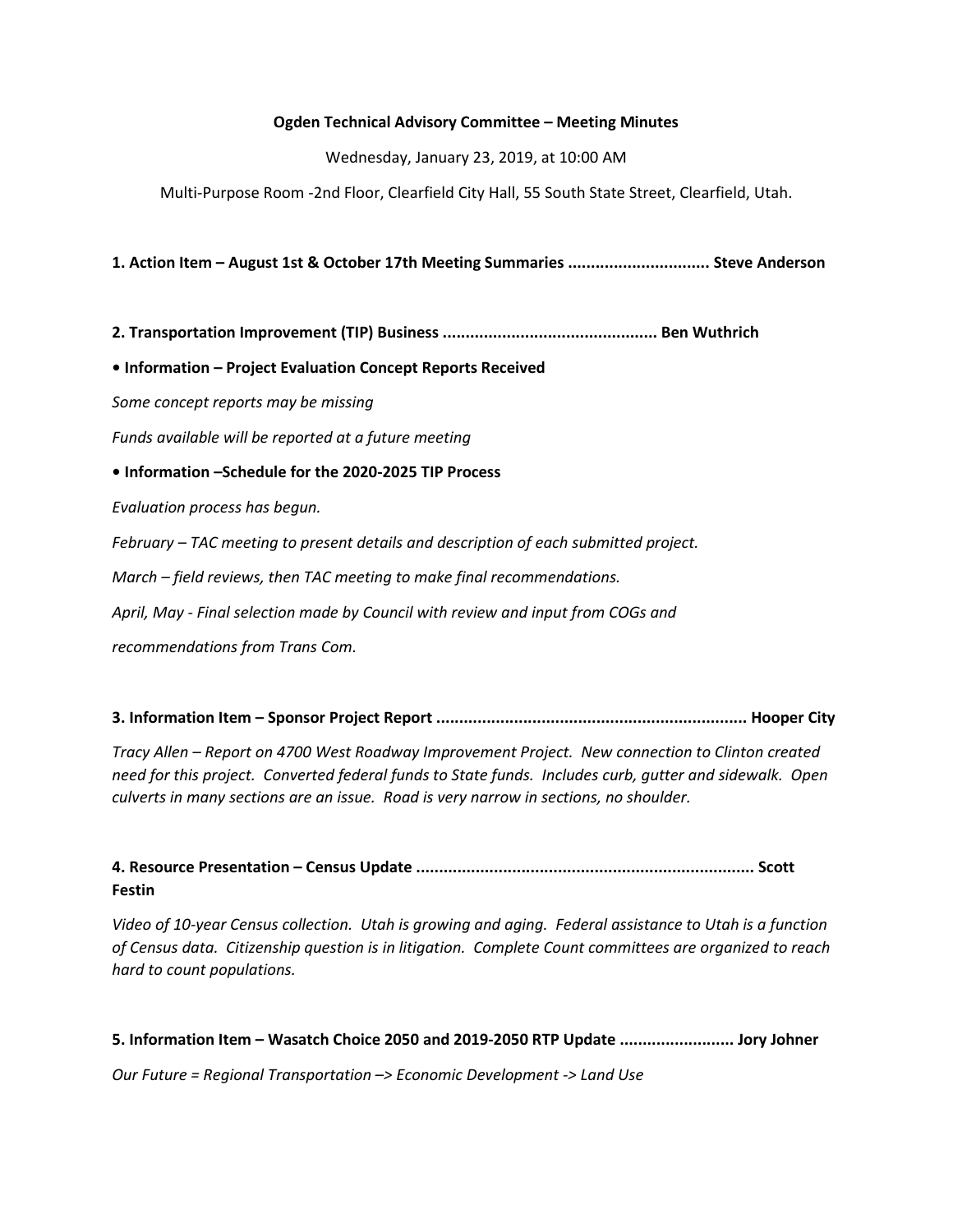**Ogden Technical Advisory Committee – Meeting Minutes**

Wednesday, January 23, 2019, at 10:00 AM

Multi-Purpose Room -2nd Floor, Clearfield City Hall, 55 South State Street, Clearfield, Utah.

**1. Action Item – August 1st & October 17th Meeting Summaries ............................... Steve Anderson**

**2. Transportation Improvement (TIP) Business ............................................... Ben Wuthrich**

**• Information – Project Evaluation Concept Reports Received**

*Some concept reports may be missing*

*Funds available will be reported at a future meeting*

**• Information –Schedule for the 2020-2025 TIP Process**

*Evaluation process has begun.*

*February – TAC meeting to present details and description of each submitted project.*

*March – field reviews, then TAC meeting to make final recommendations.*

*April, May - Final selection made by Council with review and input from COGs and recommendations from Trans Com.*

**3. Information Item – Sponsor Project Report .................................................................... Hooper City**

*Tracy Allen – Report on 4700 West Roadway Improvement Project. New connection to Clinton created need for this project. Converted federal funds to State funds. Includes curb, gutter and sidewalk. Open culverts in many sections are an issue. Road is very narrow in sections, no shoulder.*

**4. Resource Presentation – Census Update .......................................................................... Scott Festin**

*Video of 10-year Census collection. Utah is growing and aging. Federal assistance to Utah is a function of Census data. Citizenship question is in litigation. Complete Count committees are organized to reach hard to count populations.*

**5. Information Item – Wasatch Choice 2050 and 2019-2050 RTP Update ......................... Jory Johner**

*Our Future = Regional Transportation –> Economic Development -> Land Use*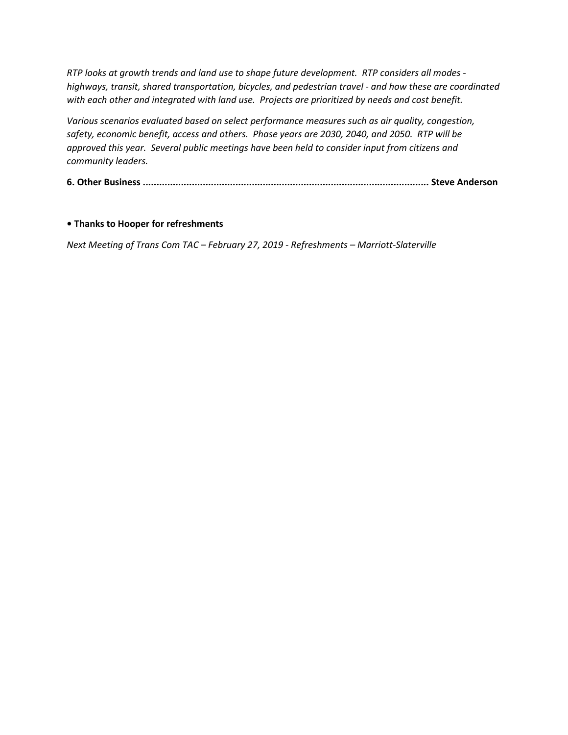*RTP looks at growth trends and land use to shape future development. RTP considers all modes - highways, transit, shared transportation, bicycles, and pedestrian travel - and how these are coordinated with each other and integrated with land use. Projects are prioritized by needs and cost benefit.*

*Various scenarios evaluated based on select performance measures such as air quality, congestion, safety, economic benefit, access and others. Phase years are 2030, 2040, and 2050. RTP will be approved this year. Several public meetings have been held to consider input from citizens and community leaders.*

**6. Other Business .......................................................................................................... Steve Anderson**

- **Thanks to Hooper for refreshments**

*Next Meeting of Trans Com TAC – February 27, 2019 - Refreshments – Marriott-Slaterville*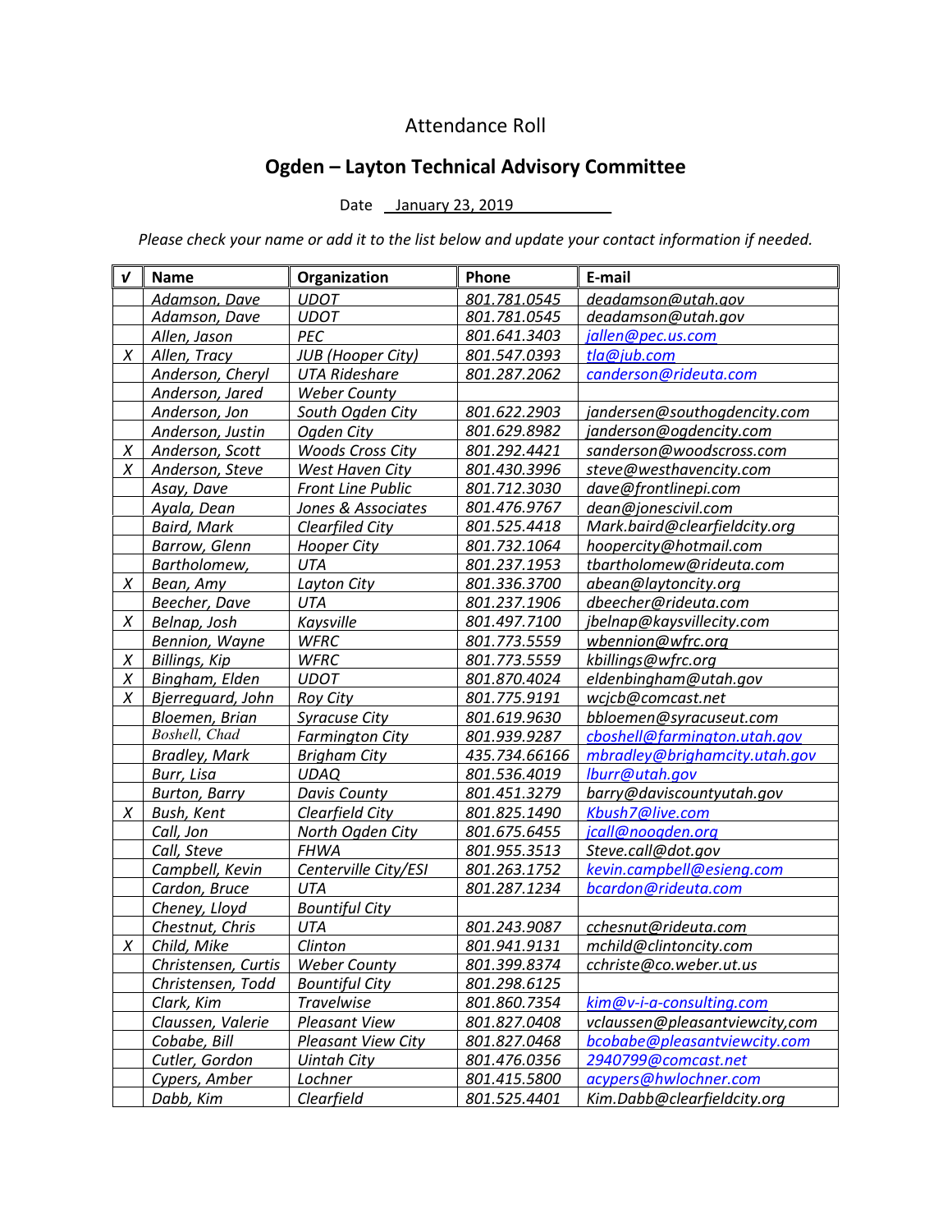Attendance Roll

## Ogden – Layton Technical Advisory Committee

Date January 23, 2019

*Please check your name or add it to the list below and update your contact information if needed.*

| √ | Name | Organization | Phone | E-mail |
|---|---|---|---|---|
| | Adamson, Dave | UDOT | 801.781.0545 | deadamson@utah.gov |
| | Adamson, Dave | UDOT | 801.781.0545 | deadamson@utah.gov |
| | Allen, Jason | PEC | 801.641.3403 | jallen@pec.us.com |
| X | Allen, Tracy | JUB (Hooper City) | 801.547.0393 | tla@jub.com |
| | Anderson, Cheryl | UTA Rideshare | 801.287.2062 | canderson@rideuta.com |
| | Anderson, Jared | Weber County | | |
| | Anderson, Jon | South Ogden City | 801.622.2903 | jandersen@southogdencity.com |
| | Anderson, Justin | Ogden City | 801.629.8982 | janderson@ogdencity.com |
| X | Anderson, Scott | Woods Cross City | 801.292.4421 | sanderson@woodscross.com |
| X | Anderson, Steve | West Haven City | 801.430.3996 | steve@westhavencity.com |
| | Asay, Dave | Front Line Public | 801.712.3030 | dave@frontlinepi.com |
| | Ayala, Dean | Jones & Associates | 801.476.9767 | dean@jonescivil.com |
| | Baird, Mark | Clearfiled City | 801.525.4418 | Mark.baird@clearfieldcity.org |
| | Barrow, Glenn | Hooper City | 801.732.1064 | hoopercity@hotmail.com |
| | Bartholomew, | UTA | 801.237.1953 | tbartholomew@rideuta.com |
| X | Bean, Amy | Layton City | 801.336.3700 | abean@laytoncity.org |
| | Beecher, Dave | UTA | 801.237.1906 | dbeecher@rideuta.com |
| X | Belnap, Josh | Kaysville | 801.497.7100 | jbelnap@kaysvillecity.com |
| | Bennion, Wayne | WFRC | 801.773.5559 | wbennion@wfrc.org |
| X | Billings, Kip | WFRC | 801.773.5559 | kbillings@wfrc.org |
| X | Bingham, Elden | UDOT | 801.870.4024 | eldenbingham@utah.gov |
| X | Bjerreguard, John | Roy City | 801.775.9191 | wcjcb@comcast.net |
| | Bloemen, Brian | Syracuse City | 801.619.9630 | bbloemen@syracuseut.com |
| | Boshell, Chad | Farmington City | 801.939.9287 | cboshell@farmington.utah.gov |
| | Bradley, Mark | Brigham City | 435.734.66166 | mbradley@brighamcity.utah.gov |
| | Burr, Lisa | UDAQ | 801.536.4019 | lburr@utah.gov |
| | Burton, Barry | Davis County | 801.451.3279 | barry@daviscountyutah.gov |
| X | Bush, Kent | Clearfield City | 801.825.1490 | Kbush7@live.com |
| | Call, Jon | North Ogden City | 801.675.6455 | jcall@noogden.org |
| | Call, Steve | FHWA | 801.955.3513 | Steve.call@dot.gov |
| | Campbell, Kevin | Centerville City/ESI | 801.263.1752 | kevin.campbell@esieng.com |
| | Cardon, Bruce | UTA | 801.287.1234 | bcardon@rideuta.com |
| | Cheney, Lloyd | Bountiful City | | |
| | Chestnut, Chris | UTA | 801.243.9087 | cchesnut@rideuta.com |
| X | Child, Mike | Clinton | 801.941.9131 | mchild@clintoncity.com |
| | Christensen, Curtis | Weber County | 801.399.8374 | cchriste@co.weber.ut.us |
| | Christensen, Todd | Bountiful City | 801.298.6125 | |
| | Clark, Kim | Travelwise | 801.860.7354 | kim@v-i-a-consulting.com |
| | Claussen, Valerie | Pleasant View | 801.827.0408 | vclaussen@pleasantviewcity,com |
| | Cobabe, Bill | Pleasant View City | 801.827.0468 | bcobabe@pleasantviewcity.com |
| | Cutler, Gordon | Uintah City | 801.476.0356 | 2940799@comcast.net |
| | Cypers, Amber | Lochner | 801.415.5800 | acypers@hwlochner.com |
| | Dabb, Kim | Clearfield | 801.525.4401 | Kim.Dabb@clearfieldcity.org |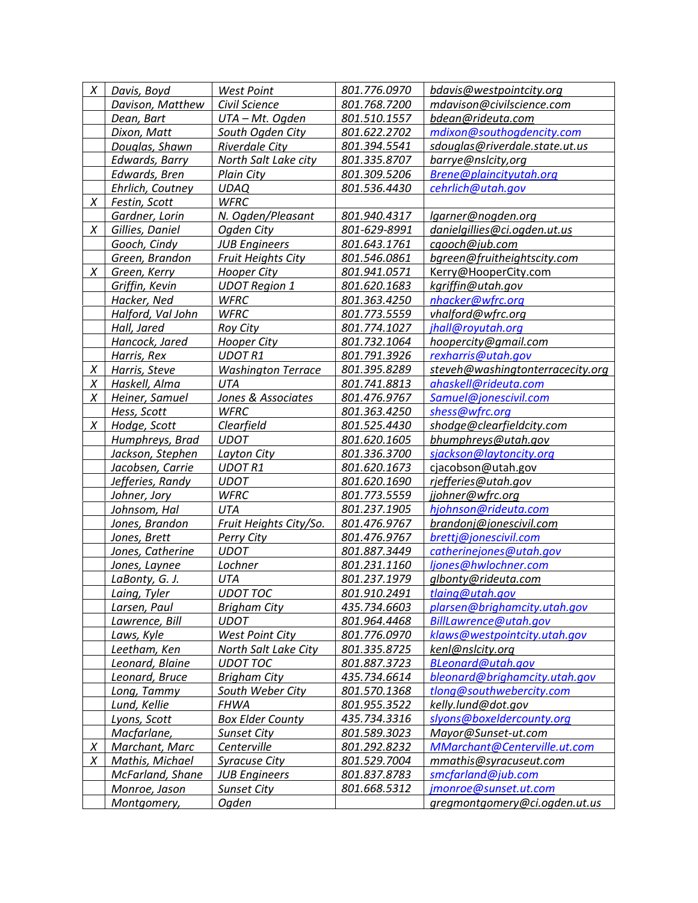| | | | | |
|---|---|---|---|---|
| X | Davis, Boyd | West Point | 801.776.0970 | bdavis@westpointcity.org |
| | Davison, Matthew | Civil Science | 801.768.7200 | mdavison@civilscience.com |
| | Dean, Bart | UTA – Mt. Ogden | 801.510.1557 | bdean@rideuta.com |
| | Dixon, Matt | South Ogden City | 801.622.2702 | mdixon@southogdencity.com |
| | Douglas, Shawn | Riverdale City | 801.394.5541 | sdouglas@riverdale.state.ut.us |
| | Edwards, Barry | North Salt Lake city | 801.335.8707 | barrye@nslcity,org |
| | Edwards, Bren | Plain City | 801.309.5206 | Brene@plaincityutah.org |
| | Ehrlich, Coutney | UDAQ | 801.536.4430 | cehrlich@utah.gov |
| X | Festin, Scott | WFRC | | |
| | Gardner, Lorin | N. Ogden/Pleasant | 801.940.4317 | lgarner@nogden.org |
| X | Gillies, Daniel | Ogden City | 801-629-8991 | danielgillies@ci.ogden.ut.us |
| | Gooch, Cindy | JUB Engineers | 801.643.1761 | cgooch@jub.com |
| | Green, Brandon | Fruit Heights City | 801.546.0861 | bgreen@fruitheightscity.com |
| X | Green, Kerry | Hooper City | 801.941.0571 | Kerry@HooperCity.com |
| | Griffin, Kevin | UDOT Region 1 | 801.620.1683 | kgriffin@utah.gov |
| | Hacker, Ned | WFRC | 801.363.4250 | nhacker@wfrc.org |
| | Halford, Val John | WFRC | 801.773.5559 | vhalford@wfrc.org |
| | Hall, Jared | Roy City | 801.774.1027 | jhall@royutah.org |
| | Hancock, Jared | Hooper City | 801.732.1064 | hoopercity@gmail.com |
| | Harris, Rex | UDOT R1 | 801.791.3926 | rexharris@utah.gov |
| X | Harris, Steve | Washington Terrace | 801.395.8289 | steveh@washingtonterracecity.org |
| X | Haskell, Alma | UTA | 801.741.8813 | ahaskell@rideuta.com |
| X | Heiner, Samuel | Jones & Associates | 801.476.9767 | Samuel@jonescivil.com |
| | Hess, Scott | WFRC | 801.363.4250 | shess@wfrc.org |
| X | Hodge, Scott | Clearfield | 801.525.4430 | shodge@clearfieldcity.com |
| | Humphreys, Brad | UDOT | 801.620.1605 | bhumphreys@utah.gov |
| | Jackson, Stephen | Layton City | 801.336.3700 | sjackson@laytoncity.org |
| | Jacobsen, Carrie | UDOT R1 | 801.620.1673 | cjacobson@utah.gov |
| | Jefferies, Randy | UDOT | 801.620.1690 | rjefferies@utah.gov |
| | Johner, Jory | WFRC | 801.773.5559 | jjohner@wfrc.org |
| | Johnsom, Hal | UTA | 801.237.1905 | hjohnson@rideuta.com |
| | Jones, Brandon | Fruit Heights City/So. | 801.476.9767 | brandonj@jonescivil.com |
| | Jones, Brett | Perry City | 801.476.9767 | brettj@jonescivil.com |
| | Jones, Catherine | UDOT | 801.887.3449 | catherinejones@utah.gov |
| | Jones, Laynee | Lochner | 801.231.1160 | ljones@hwlochner.com |
| | LaBonty, G. J. | UTA | 801.237.1979 | glbonty@rideuta.com |
| | Laing, Tyler | UDOT TOC | 801.910.2491 | tlaing@utah.gov |
| | Larsen, Paul | Brigham City | 435.734.6603 | plarsen@brighamcity.utah.gov |
| | Lawrence, Bill | UDOT | 801.964.4468 | BillLawrence@utah.gov |
| | Laws, Kyle | West Point City | 801.776.0970 | klaws@westpointcity.utah.gov |
| | Leetham, Ken | North Salt Lake City | 801.335.8725 | kenl@nslcity.org |
| | Leonard, Blaine | UDOT TOC | 801.887.3723 | BLeonard@utah.gov |
| | Leonard, Bruce | Brigham City | 435.734.6614 | bleonard@brighamcity.utah.gov |
| | Long, Tammy | South Weber City | 801.570.1368 | tlong@southwebercity.com |
| | Lund, Kellie | FHWA | 801.955.3522 | kelly.lund@dot.gov |
| | Lyons, Scott | Box Elder County | 435.734.3316 | slyons@boxeldercounty.org |
| | Macfarlane, | Sunset City | 801.589.3023 | Mayor@Sunset-ut.com |
| X | Marchant, Marc | Centerville | 801.292.8232 | MMarchant@Centerville.ut.com |
| X | Mathis, Michael | Syracuse City | 801.529.7004 | mmathis@syracuseut.com |
| | McFarland, Shane | JUB Engineers | 801.837.8783 | smcfarland@jub.com |
| | Monroe, Jason | Sunset City | 801.668.5312 | jmonroe@sunset.ut.com |
| | Montgomery, | Ogden | | gregmontgomery@ci.ogden.ut.us |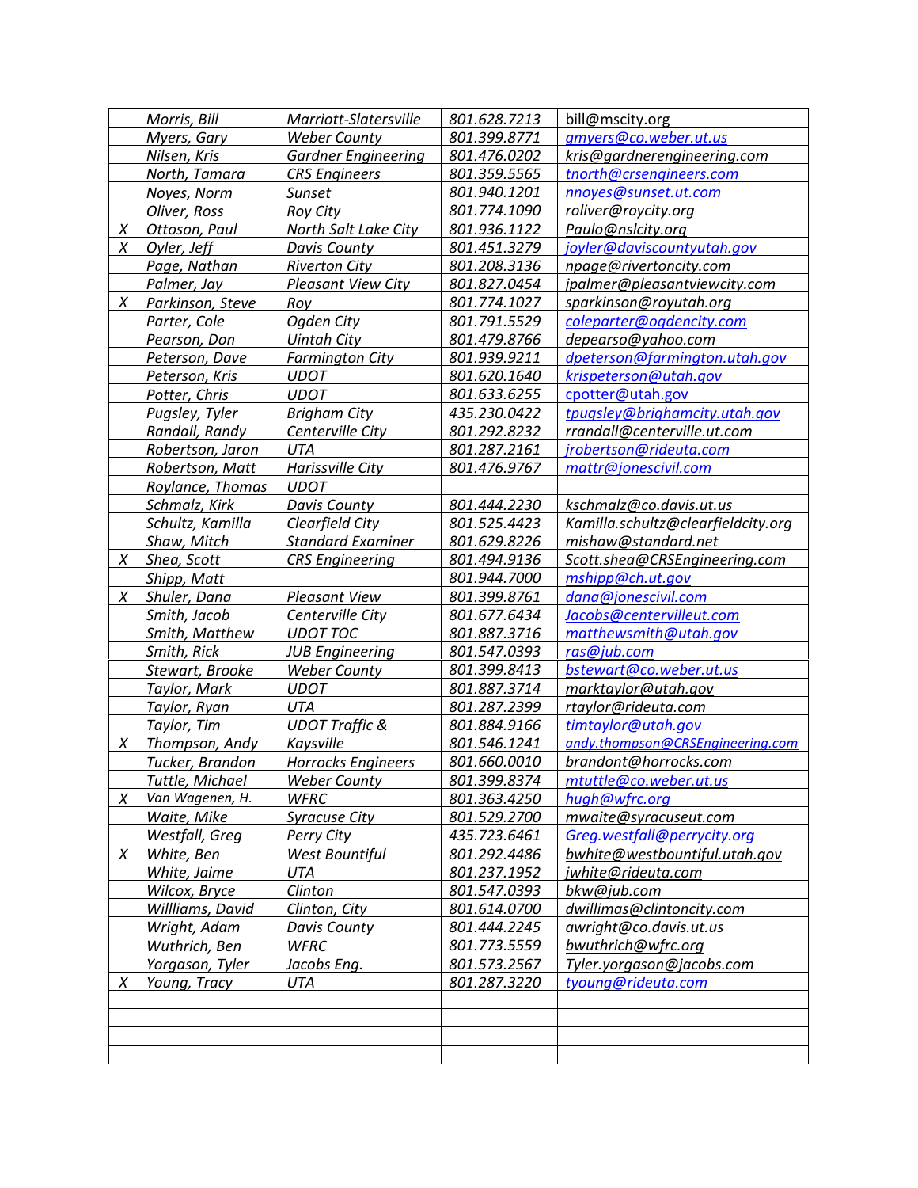| | | | | |
|---|---|---|---|---|
| | Morris, Bill | Marriott-Slatersville | 801.628.7213 | bill@mscity.org |
| | Myers, Gary | Weber County | 801.399.8771 | gmyers@co.weber.ut.us |
| | Nilsen, Kris | Gardner Engineering | 801.476.0202 | kris@gardnerengineering.com |
| | North, Tamara | CRS Engineers | 801.359.5565 | tnorth@crsengineers.com |
| | Noyes, Norm | Sunset | 801.940.1201 | nnoyes@sunset.ut.com |
| | Oliver, Ross | Roy City | 801.774.1090 | roliver@roycity.org |
| X | Ottoson, Paul | North Salt Lake City | 801.936.1122 | Paulo@nslcity.org |
| X | Oyler, Jeff | Davis County | 801.451.3279 | joyler@daviscountyutah.gov |
| | Page, Nathan | Riverton City | 801.208.3136 | npage@rivertoncity.com |
| | Palmer, Jay | Pleasant View City | 801.827.0454 | jpalmer@pleasantviewcity.com |
| X | Parkinson, Steve | Roy | 801.774.1027 | sparkinson@royutah.org |
| | Parter, Cole | Ogden City | 801.791.5529 | coleparter@ogdencity.com |
| | Pearson, Don | Uintah City | 801.479.8766 | depearso@yahoo.com |
| | Peterson, Dave | Farmington City | 801.939.9211 | dpeterson@farmington.utah.gov |
| | Peterson, Kris | UDOT | 801.620.1640 | krispeterson@utah.gov |
| | Potter, Chris | UDOT | 801.633.6255 | cpotter@utah.gov |
| | Pugsley, Tyler | Brigham City | 435.230.0422 | tpugsley@brighamcity.utah.gov |
| | Randall, Randy | Centerville City | 801.292.8232 | rrandall@centerville.ut.com |
| | Robertson, Jaron | UTA | 801.287.2161 | jrobertson@rideuta.com |
| | Robertson, Matt | Harissville City | 801.476.9767 | mattr@jonescivil.com |
| | Roylance, Thomas | UDOT | | |
| | Schmalz, Kirk | Davis County | 801.444.2230 | kschmalz@co.davis.ut.us |
| | Schultz, Kamilla | Clearfield City | 801.525.4423 | Kamilla.schultz@clearfieldcity.org |
| | Shaw, Mitch | Standard Examiner | 801.629.8226 | mishaw@standard.net |
| X | Shea, Scott | CRS Engineering | 801.494.9136 | Scott.shea@CRSEngineering.com |
| | Shipp, Matt | | 801.944.7000 | mshipp@ch.ut.gov |
| X | Shuler, Dana | Pleasant View | 801.399.8761 | dana@jonescivil.com |
| | Smith, Jacob | Centerville City | 801.677.6434 | Jacobs@centervilleut.com |
| | Smith, Matthew | UDOT TOC | 801.887.3716 | matthewsmith@utah.gov |
| | Smith, Rick | JUB Engineering | 801.547.0393 | ras@jub.com |
| | Stewart, Brooke | Weber County | 801.399.8413 | bstewart@co.weber.ut.us |
| | Taylor, Mark | UDOT | 801.887.3714 | marktaylor@utah.gov |
| | Taylor, Ryan | UTA | 801.287.2399 | rtaylor@rideuta.com |
| | Taylor, Tim | UDOT Traffic & | 801.884.9166 | timtaylor@utah.gov |
| X | Thompson, Andy | Kaysville | 801.546.1241 | andy.thompson@CRSEngineering.com |
| | Tucker, Brandon | Horrocks Engineers | 801.660.0010 | brandont@horrocks.com |
| | Tuttle, Michael | Weber County | 801.399.8374 | mtuttle@co.weber.ut.us |
| X | Van Wagenen, H. | WFRC | 801.363.4250 | hugh@wfrc.org |
| | Waite, Mike | Syracuse City | 801.529.2700 | mwaite@syracuseut.com |
| | Westfall, Greg | Perry City | 435.723.6461 | Greg.westfall@perrycity.org |
| X | White, Ben | West Bountiful | 801.292.4486 | bwhite@westbountiful.utah.gov |
| | White, Jaime | UTA | 801.237.1952 | jwhite@rideuta.com |
| | Wilcox, Bryce | Clinton | 801.547.0393 | bkw@jub.com |
| | Willliams, David | Clinton, City | 801.614.0700 | dwillimas@clintoncity.com |
| | Wright, Adam | Davis County | 801.444.2245 | awright@co.davis.ut.us |
| | Wuthrich, Ben | WFRC | 801.773.5559 | bwuthrich@wfrc.org |
| | Yorgason, Tyler | Jacobs Eng. | 801.573.2567 | Tyler.yorgason@jacobs.com |
| X | Young, Tracy | UTA | 801.287.3220 | tyoung@rideuta.com |
| | | | | |
| | | | | |
| | | | | |
| | | | | |